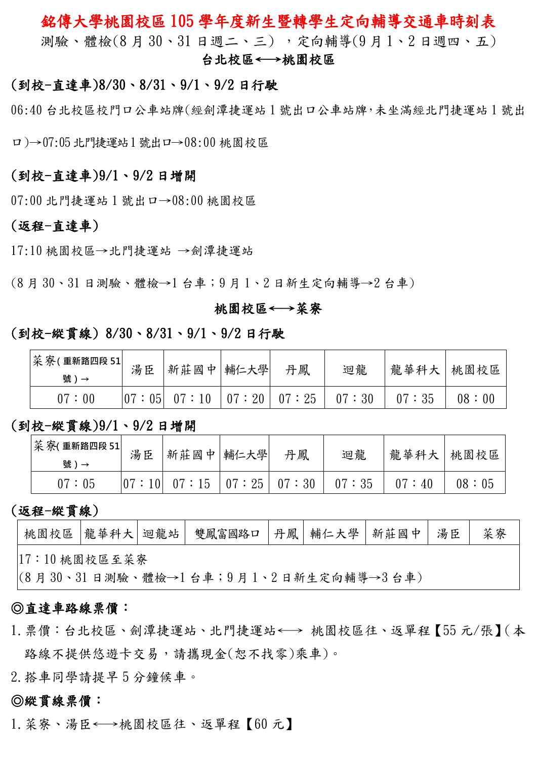# 銘傳大學桃園校區 105 學年度新生暨轉學生定向輔導交通車時刻表

測驗、體檢(8 月 30、31 日週二、三）,定向輔導(9 月 1、2 日週四、五)

**台北校區←→桃園校區**

**(到校-直達車)8/30、8/31、9/1、9/2 日行駛**

06:40 台北校區校門口公車站牌(經劍潭捷運站 1 號出口公車站牌,未坐滿經北門捷運站 1 號出口)→07:05 北門捷運站 1 號出口→08:00 桃園校區

**(到校-直達車)9/1、9/2 日增開**

07:00 北門捷運站 1 號出口→08:00 桃園校區

**(返程-直達車)**

17:10 桃園校區→北門捷運站 →劍潭捷運站

(8 月 30、31 日測驗、體檢→1 台車;9 月 1、2 日新生定向輔導→2 台車)

**桃園校區←→菜寮**

**(到校-縱貫線) 8/30、8/31、9/1、9/2 日行駛**

| 菜寮(重新路四段 51 號)→ | 湯臣 | 新莊國中 | 輔仁大學 | 丹鳳 | 迴龍 | 龍華科大 | 桃園校區 |
|---|---|---|---|---|---|---|---|
| 07：00 | 07：05 | 07：10 | 07：20 | 07：25 | 07：30 | 07：35 | 08：00 |

**(到校-縱貫線)9/1、9/2 日增開**

| 菜寮(重新路四段 51 號)→ | 湯臣 | 新莊國中 | 輔仁大學 | 丹鳳 | 迴龍 | 龍華科大 | 桃園校區 |
|---|---|---|---|---|---|---|---|
| 07：05 | 07：10 | 07：15 | 07：25 | 07：30 | 07：35 | 07：40 | 08：05 |

**(返程-縱貫線)**

| 桃園校區 | 龍華科大 | 迴龍站 | 雙鳳富國路口 | 丹鳳 | 輔仁大學 | 新莊國中 | 湯臣 | 菜寮 |
|---|---|---|---|---|---|---|---|---|
| 17：10 桃園校區至菜寮<br>(8 月 30、31 日測驗、體檢→1 台車;9 月 1、2 日新生定向輔導→3 台車) | | | | | | | | |

**◎直達車路線票價:**

1. 票價:台北校區、劍潭捷運站、北門捷運站←→ 桃園校區往、返單程【55 元/張】(本路線不提供悠遊卡交易,請攜現金(恕不找零)乘車)。
2. 搭車同學請提早 5 分鐘候車。

**◎縱貫線票價:**

1. 菜寮、湯臣←→桃園校區往、返單程【60 元】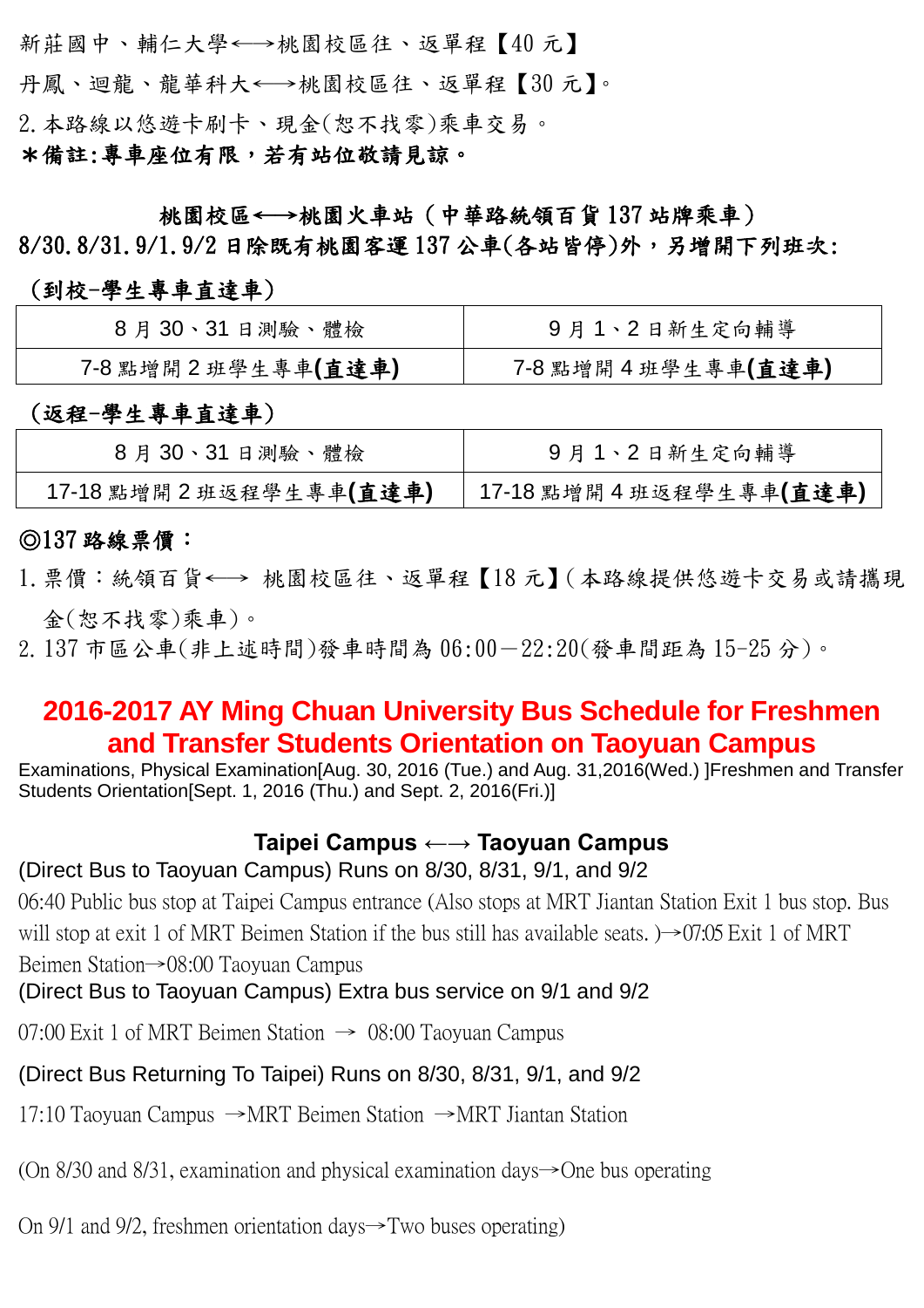新莊國中、輔仁大學←→桃園校區往、返單程【40 元】

丹鳳、迴龍、龍華科大←→桃園校區往、返單程【30 元】。

2. 本路線以悠遊卡刷卡、現金(恕不找零)乘車交易。

**＊備註:專車座位有限，若有站位敬請見諒。**

**桃園校區←→桃園火車站（中華路統領百貨 137 站牌乘車）**

**8/30.8/31.9/1.9/2 日除既有桃園客運 137 公車(各站皆停)外，另增開下列班次:**

**（到校-學生專車直達車）**

| 8 月 30、31 日測驗、體檢 | 9 月 1、2 日新生定向輔導 |
|---|---|
| 7-8 點增開 2 班學生專車**(直達車)** | 7-8 點增開 4 班學生專車**(直達車)** |

**（返程-學生專車直達車）**

| 8 月 30、31 日測驗、體檢 | 9 月 1、2 日新生定向輔導 |
|---|---|
| 17-18 點增開 2 班返程學生專車**(直達車)** | 17-18 點增開 4 班返程學生專車**(直達車)** |

**◎137 路線票價：**

1. 票價：統領百貨←→ 桃園校區往、返單程【18 元】(本路線提供悠遊卡交易或請攜現金(恕不找零)乘車)。
2. 137 市區公車(非上述時間)發車時間為 06:00－22:20(發車間距為 15-25 分)。

## 2016-2017 AY Ming Chuan University Bus Schedule for Freshmen and Transfer Students Orientation on Taoyuan Campus

Examinations, Physical Examination[Aug. 30, 2016 (Tue.) and Aug. 31,2016(Wed.) ]Freshmen and Transfer Students Orientation[Sept. 1, 2016 (Thu.) and Sept. 2, 2016(Fri.)]

**Taipei Campus ←→ Taoyuan Campus**

(Direct Bus to Taoyuan Campus) Runs on 8/30, 8/31, 9/1, and 9/2

06:40 Public bus stop at Taipei Campus entrance (Also stops at MRT Jiantan Station Exit 1 bus stop. Bus will stop at exit 1 of MRT Beimen Station if the bus still has available seats. )→07:05 Exit 1 of MRT Beimen Station→08:00 Taoyuan Campus

(Direct Bus to Taoyuan Campus) Extra bus service on 9/1 and 9/2

07:00 Exit 1 of MRT Beimen Station → 08:00 Taoyuan Campus

(Direct Bus Returning To Taipei) Runs on 8/30, 8/31, 9/1, and 9/2

17:10 Taoyuan Campus →MRT Beimen Station →MRT Jiantan Station

(On 8/30 and 8/31, examination and physical examination days→One bus operating

On 9/1 and 9/2, freshmen orientation days→Two buses operating)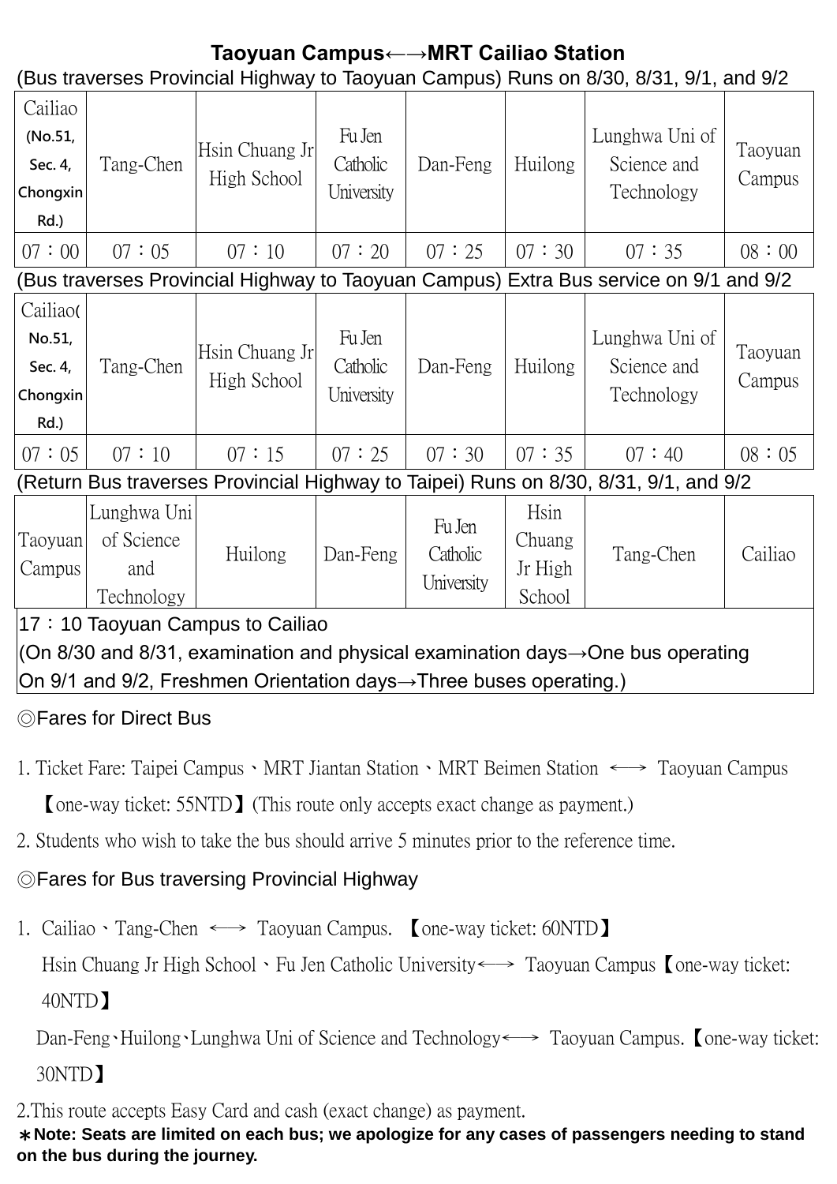**Taoyuan Campus←→MRT Cailiao Station**

(Bus traverses Provincial Highway to Taoyuan Campus) Runs on 8/30, 8/31, 9/1, and 9/2

| Cailiao (No.51, Sec. 4, Chongxin Rd.) | Tang-Chen | Hsin Chuang Jr High School | Fu Jen Catholic University | Dan-Feng | Huilong | Lunghwa Uni of Science and Technology | Taoyuan Campus |
|---|---|---|---|---|---|---|---|
| 07：00 | 07：05 | 07：10 | 07：20 | 07：25 | 07：30 | 07：35 | 08：00 |

(Bus traverses Provincial Highway to Taoyuan Campus) Extra Bus service on 9/1 and 9/2

| Cailiao( No.51, Sec. 4, Chongxin Rd.) | Tang-Chen | Hsin Chuang Jr High School | Fu Jen Catholic University | Dan-Feng | Huilong | Lunghwa Uni of Science and Technology | Taoyuan Campus |
|---|---|---|---|---|---|---|---|
| 07：05 | 07：10 | 07：15 | 07：25 | 07：30 | 07：35 | 07：40 | 08：05 |

(Return Bus traverses Provincial Highway to Taipei) Runs on 8/30, 8/31, 9/1, and 9/2

| Taoyuan Campus | Lunghwa Uni of Science and Technology | Huilong | Dan-Feng | Fu Jen Catholic University | Hsin Chuang Jr High School | Tang-Chen | Cailiao |
|---|---|---|---|---|---|---|---|
| 17：10 Taoyuan Campus to Cailiao (On 8/30 and 8/31, examination and physical examination days→One bus operating On 9/1 and 9/2, Freshmen Orientation days→Three buses operating.) | | | | | | | |

◎Fares for Direct Bus

1. Ticket Fare: Taipei Campus、MRT Jiantan Station、MRT Beimen Station ⟷ Taoyuan Campus 【one-way ticket: 55NTD】(This route only accepts exact change as payment.)
2. Students who wish to take the bus should arrive 5 minutes prior to the reference time.

◎Fares for Bus traversing Provincial Highway

1. Cailiao、Tang-Chen ⟷ Taoyuan Campus. 【one-way ticket: 60NTD】
   Hsin Chuang Jr High School、Fu Jen Catholic University⟷ Taoyuan Campus【one-way ticket: 40NTD】
   Dan-Feng、Huilong、Lunghwa Uni of Science and Technology⟷ Taoyuan Campus.【one-way ticket: 30NTD】
2. This route accepts Easy Card and cash (exact change) as payment.

**＊Note: Seats are limited on each bus; we apologize for any cases of passengers needing to stand on the bus during the journey.**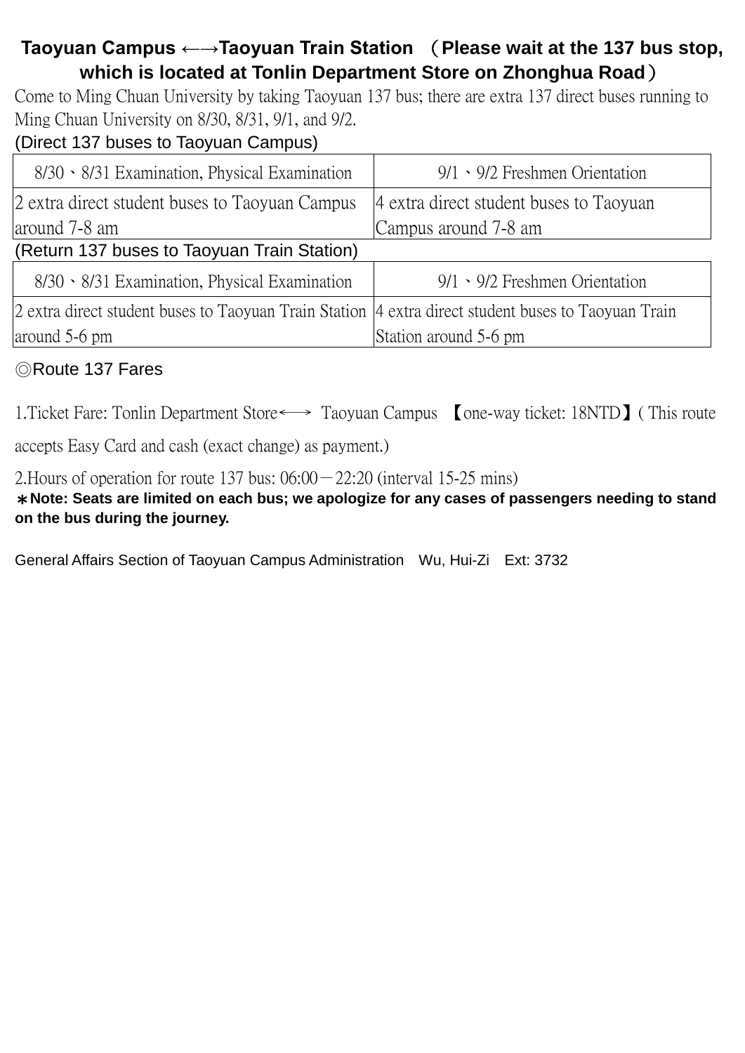## Taoyuan Campus ←→Taoyuan Train Station （Please wait at the 137 bus stop, which is located at Tonlin Department Store on Zhonghua Road）

Come to Ming Chuan University by taking Taoyuan 137 bus; there are extra 137 direct buses running to Ming Chuan University on 8/30, 8/31, 9/1, and 9/2.

(Direct 137 buses to Taoyuan Campus)

| 8/30、8/31 Examination, Physical Examination | 9/1、9/2 Freshmen Orientation |
|---|---|
| 2 extra direct student buses to Taoyuan Campus around 7-8 am | 4 extra direct student buses to Taoyuan Campus around 7-8 am |

(Return 137 buses to Taoyuan Train Station)

| 8/30、8/31 Examination, Physical Examination | 9/1、9/2 Freshmen Orientation |
|---|---|
| 2 extra direct student buses to Taoyuan Train Station around 5-6 pm | 4 extra direct student buses to Taoyuan Train Station around 5-6 pm |

◎Route 137 Fares

1.Ticket Fare: Tonlin Department Store⟷ Taoyuan Campus 【one-way ticket: 18NTD】( This route accepts Easy Card and cash (exact change) as payment.)

2.Hours of operation for route 137 bus: 06:00－22:20 (interval 15-25 mins)

**＊Note: Seats are limited on each bus; we apologize for any cases of passengers needing to stand on the bus during the journey.**

General Affairs Section of Taoyuan Campus Administration Wu, Hui-Zi Ext: 3732